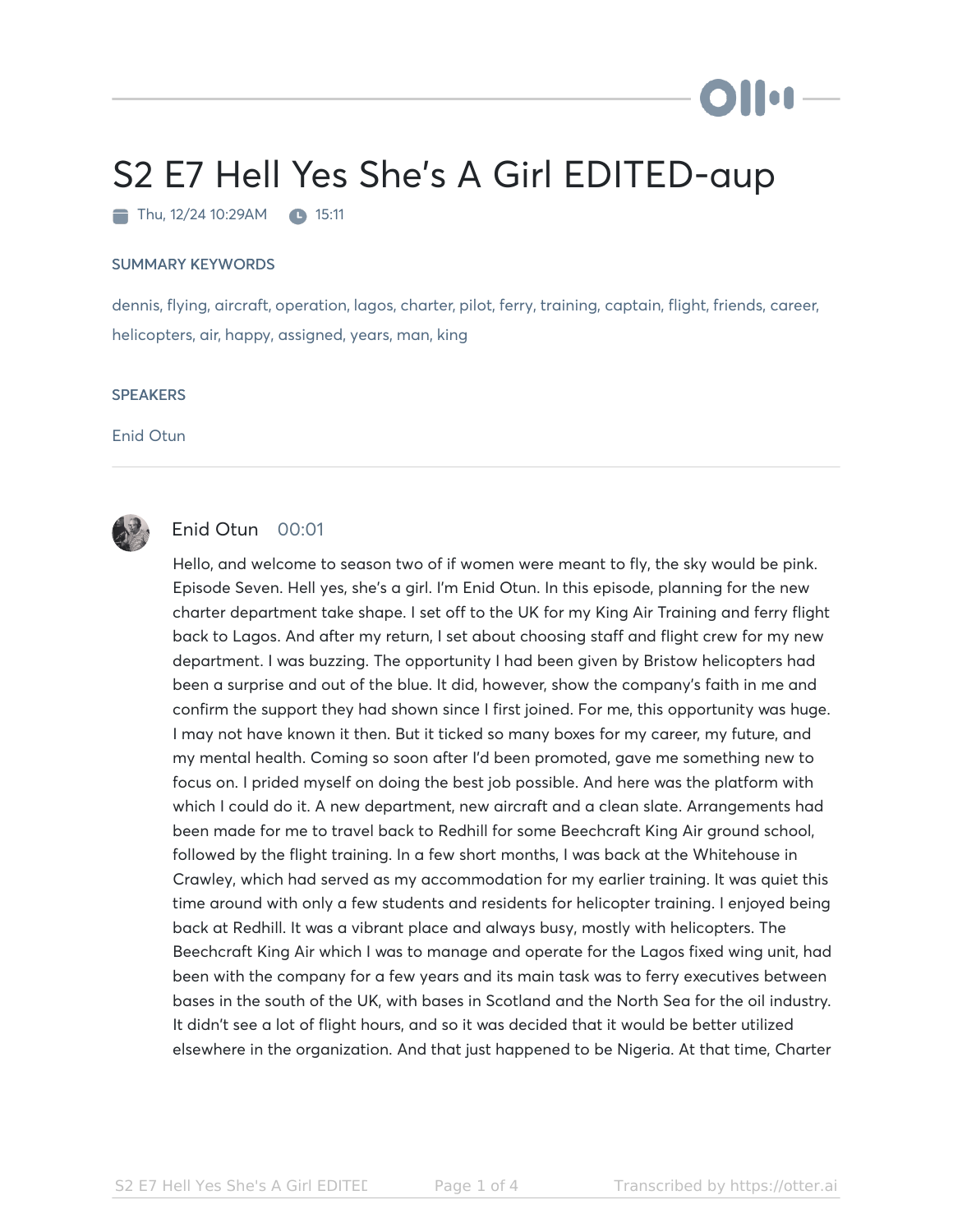# S2 E7 Hell Yes She's A Girl EDITED-aup

Thu, 12/24 10:29AM 15:11

### SUMMARY KEYWORDS

dennis, flying, aircraft, operation, lagos, charter, pilot, ferry, training, captain, flight, friends, career, helicopters, air, happy, assigned, years, man, king

### SPEAKERS

Enid Otun

---

**Enid Otun** 00:01

Hello, and welcome to season two of if women were meant to fly, the sky would be pink. Episode Seven. Hell yes, she's a girl. I'm Enid Otun. In this episode, planning for the new charter department take shape. I set off to the UK for my King Air Training and ferry flight back to Lagos. And after my return, I set about choosing staff and flight crew for my new department. I was buzzing. The opportunity I had been given by Bristow helicopters had been a surprise and out of the blue. It did, however, show the company's faith in me and confirm the support they had shown since I first joined. For me, this opportunity was huge. I may not have known it then. But it ticked so many boxes for my career, my future, and my mental health. Coming so soon after I'd been promoted, gave me something new to focus on. I prided myself on doing the best job possible. And here was the platform with which I could do it. A new department, new aircraft and a clean slate. Arrangements had been made for me to travel back to Redhill for some Beechcraft King Air ground school, followed by the flight training. In a few short months, I was back at the Whitehouse in Crawley, which had served as my accommodation for my earlier training. It was quiet this time around with only a few students and residents for helicopter training. I enjoyed being back at Redhill. It was a vibrant place and always busy, mostly with helicopters. The Beechcraft King Air which I was to manage and operate for the Lagos fixed wing unit, had been with the company for a few years and its main task was to ferry executives between bases in the south of the UK, with bases in Scotland and the North Sea for the oil industry. It didn't see a lot of flight hours, and so it was decided that it would be better utilized elsewhere in the organization. And that just happened to be Nigeria. At that time, Charter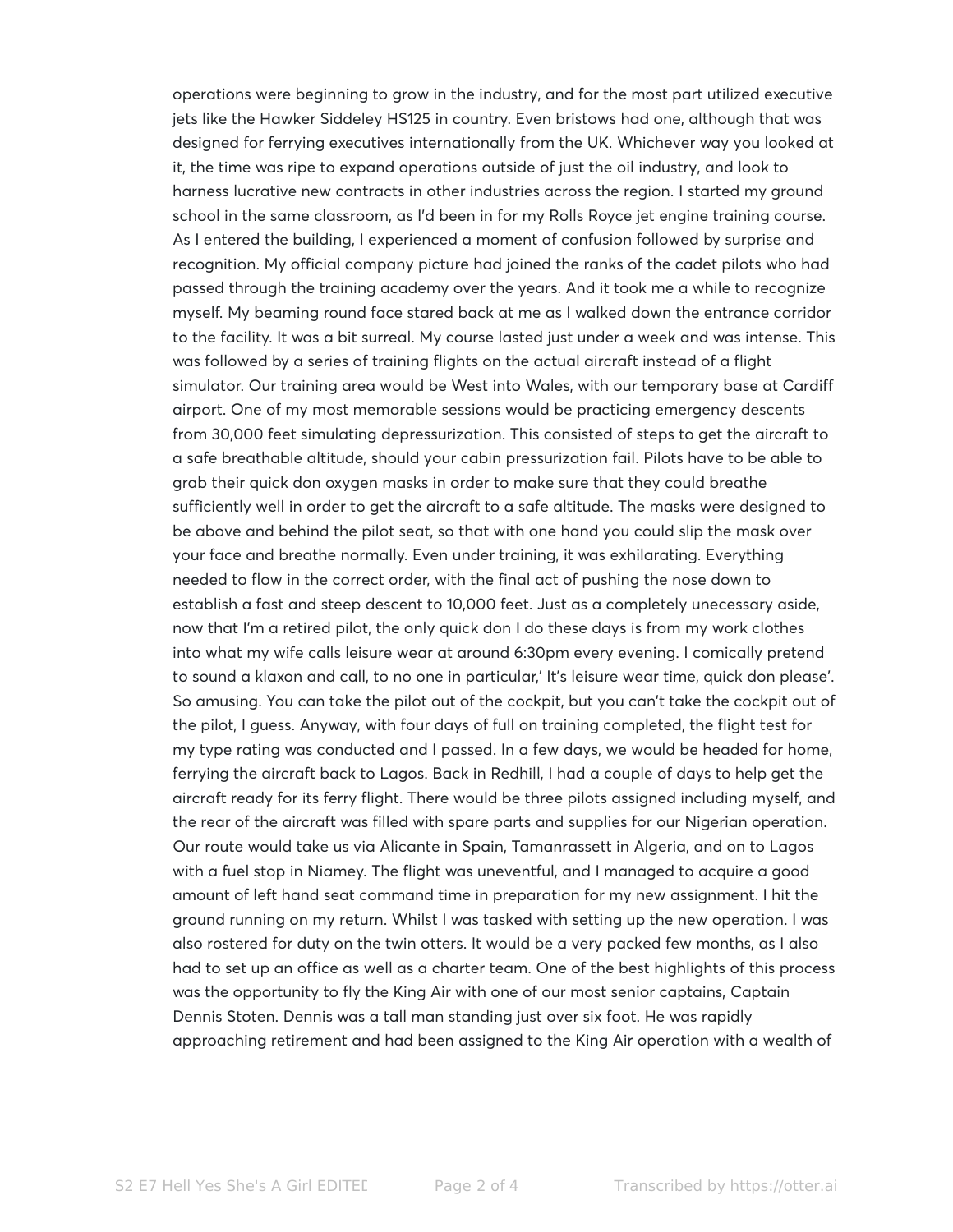operations were beginning to grow in the industry, and for the most part utilized executive jets like the Hawker Siddeley HS125 in country. Even bristows had one, although that was designed for ferrying executives internationally from the UK. Whichever way you looked at it, the time was ripe to expand operations outside of just the oil industry, and look to harness lucrative new contracts in other industries across the region. I started my ground school in the same classroom, as I'd been in for my Rolls Royce jet engine training course. As I entered the building, I experienced a moment of confusion followed by surprise and recognition. My official company picture had joined the ranks of the cadet pilots who had passed through the training academy over the years. And it took me a while to recognize myself. My beaming round face stared back at me as I walked down the entrance corridor to the facility. It was a bit surreal. My course lasted just under a week and was intense. This was followed by a series of training flights on the actual aircraft instead of a flight simulator. Our training area would be West into Wales, with our temporary base at Cardiff airport. One of my most memorable sessions would be practicing emergency descents from 30,000 feet simulating depressurization. This consisted of steps to get the aircraft to a safe breathable altitude, should your cabin pressurization fail. Pilots have to be able to grab their quick don oxygen masks in order to make sure that they could breathe sufficiently well in order to get the aircraft to a safe altitude. The masks were designed to be above and behind the pilot seat, so that with one hand you could slip the mask over your face and breathe normally. Even under training, it was exhilarating. Everything needed to flow in the correct order, with the final act of pushing the nose down to establish a fast and steep descent to 10,000 feet. Just as a completely unecessary aside, now that I'm a retired pilot, the only quick don I do these days is from my work clothes into what my wife calls leisure wear at around 6:30pm every evening. I comically pretend to sound a klaxon and call, to no one in particular,' It's leisure wear time, quick don please'. So amusing. You can take the pilot out of the cockpit, but you can't take the cockpit out of the pilot, I guess. Anyway, with four days of full on training completed, the flight test for my type rating was conducted and I passed. In a few days, we would be headed for home, ferrying the aircraft back to Lagos. Back in Redhill, I had a couple of days to help get the aircraft ready for its ferry flight. There would be three pilots assigned including myself, and the rear of the aircraft was filled with spare parts and supplies for our Nigerian operation. Our route would take us via Alicante in Spain, Tamanrassett in Algeria, and on to Lagos with a fuel stop in Niamey. The flight was uneventful, and I managed to acquire a good amount of left hand seat command time in preparation for my new assignment. I hit the ground running on my return. Whilst I was tasked with setting up the new operation. I was also rostered for duty on the twin otters. It would be a very packed few months, as I also had to set up an office as well as a charter team. One of the best highlights of this process was the opportunity to fly the King Air with one of our most senior captains, Captain Dennis Stoten. Dennis was a tall man standing just over six foot. He was rapidly approaching retirement and had been assigned to the King Air operation with a wealth of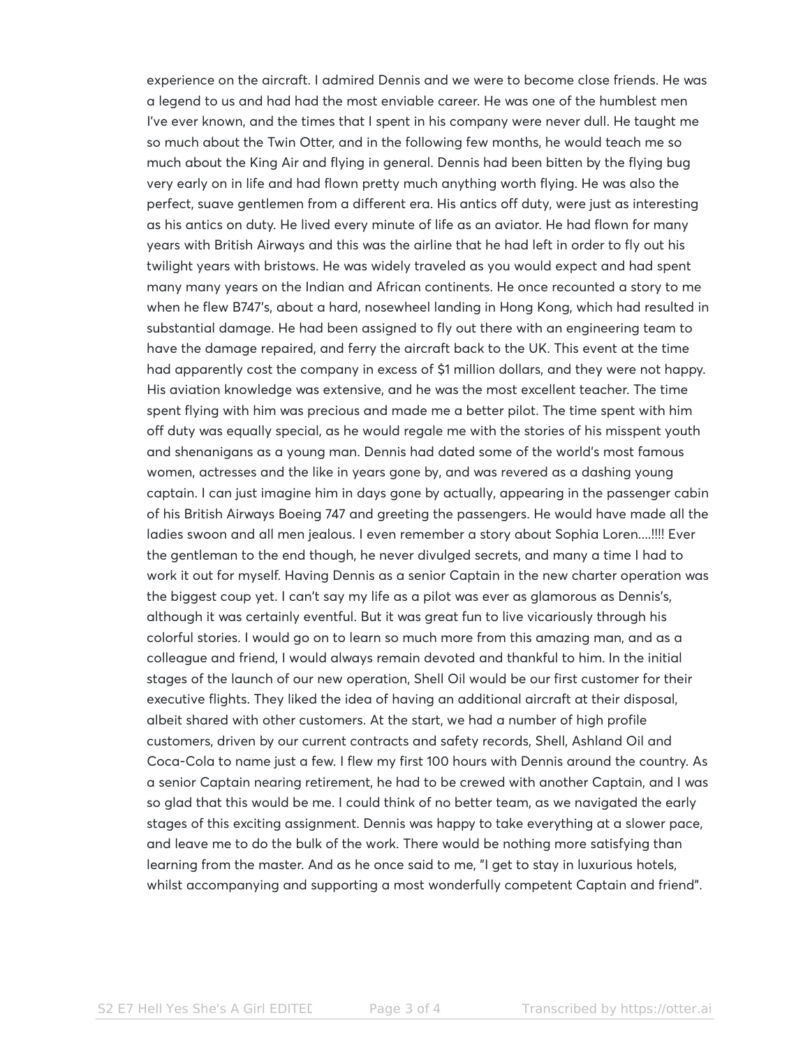experience on the aircraft. I admired Dennis and we were to become close friends. He was a legend to us and had had the most enviable career. He was one of the humblest men I've ever known, and the times that I spent in his company were never dull. He taught me so much about the Twin Otter, and in the following few months, he would teach me so much about the King Air and flying in general. Dennis had been bitten by the flying bug very early on in life and had flown pretty much anything worth flying. He was also the perfect, suave gentlemen from a different era. His antics off duty, were just as interesting as his antics on duty. He lived every minute of life as an aviator. He had flown for many years with British Airways and this was the airline that he had left in order to fly out his twilight years with bristows. He was widely traveled as you would expect and had spent many many years on the Indian and African continents. He once recounted a story to me when he flew B747's, about a hard, nosewheel landing in Hong Kong, which had resulted in substantial damage. He had been assigned to fly out there with an engineering team to have the damage repaired, and ferry the aircraft back to the UK. This event at the time had apparently cost the company in excess of $1 million dollars, and they were not happy. His aviation knowledge was extensive, and he was the most excellent teacher. The time spent flying with him was precious and made me a better pilot. The time spent with him off duty was equally special, as he would regale me with the stories of his misspent youth and shenanigans as a young man. Dennis had dated some of the world's most famous women, actresses and the like in years gone by, and was revered as a dashing young captain. I can just imagine him in days gone by actually, appearing in the passenger cabin of his British Airways Boeing 747 and greeting the passengers. He would have made all the ladies swoon and all men jealous. I even remember a story about Sophia Loren....!!!! Ever the gentleman to the end though, he never divulged secrets, and many a time I had to work it out for myself. Having Dennis as a senior Captain in the new charter operation was the biggest coup yet. I can't say my life as a pilot was ever as glamorous as Dennis's, although it was certainly eventful. But it was great fun to live vicariously through his colorful stories. I would go on to learn so much more from this amazing man, and as a colleague and friend, I would always remain devoted and thankful to him. In the initial stages of the launch of our new operation, Shell Oil would be our first customer for their executive flights. They liked the idea of having an additional aircraft at their disposal, albeit shared with other customers. At the start, we had a number of high profile customers, driven by our current contracts and safety records, Shell, Ashland Oil and Coca-Cola to name just a few. I flew my first 100 hours with Dennis around the country. As a senior Captain nearing retirement, he had to be crewed with another Captain, and I was so glad that this would be me. I could think of no better team, as we navigated the early stages of this exciting assignment. Dennis was happy to take everything at a slower pace, and leave me to do the bulk of the work. There would be nothing more satisfying than learning from the master. And as he once said to me, "I get to stay in luxurious hotels, whilst accompanying and supporting a most wonderfully competent Captain and friend".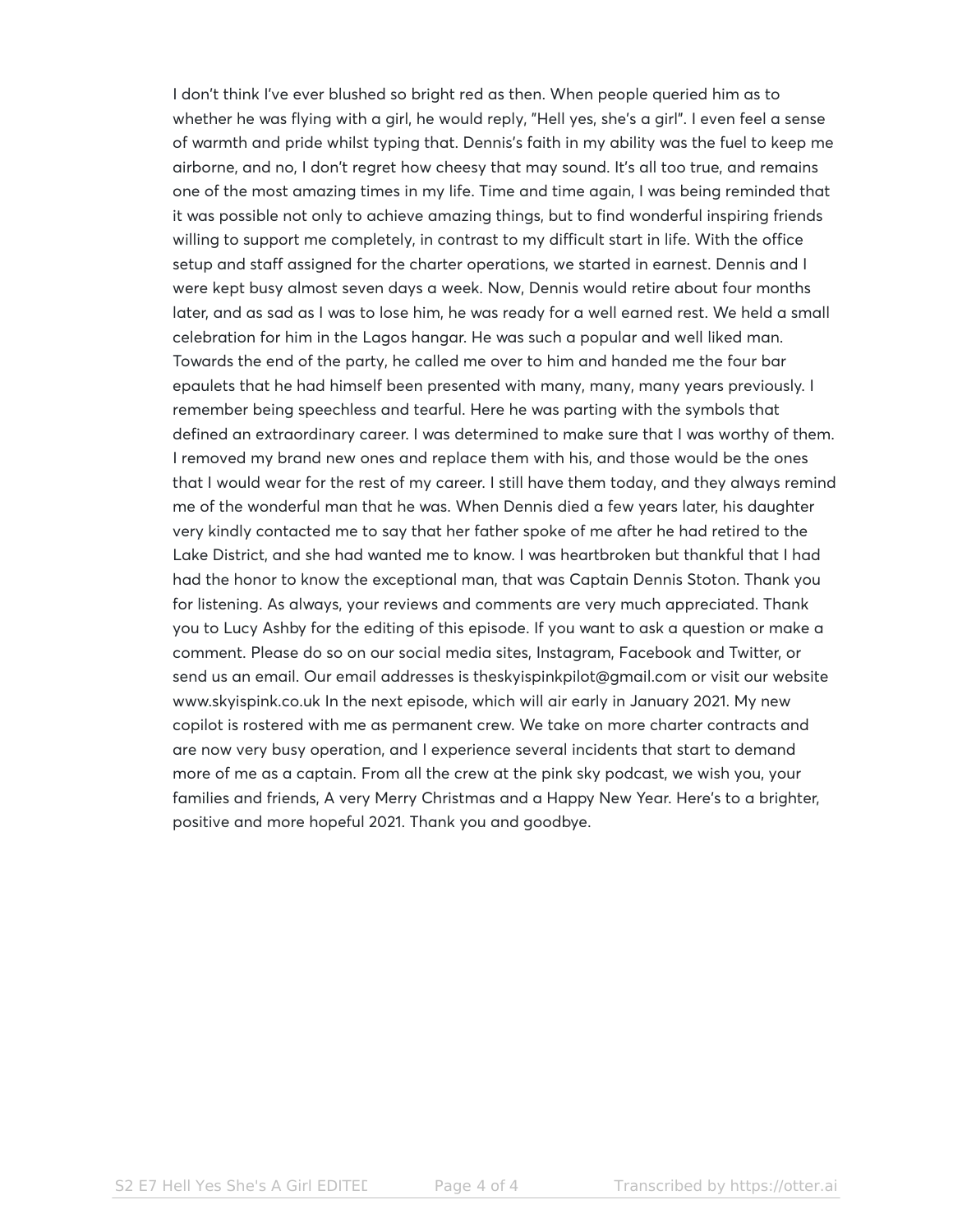I don't think I've ever blushed so bright red as then. When people queried him as to whether he was flying with a girl, he would reply, "Hell yes, she's a girl". I even feel a sense of warmth and pride whilst typing that. Dennis's faith in my ability was the fuel to keep me airborne, and no, I don't regret how cheesy that may sound. It's all too true, and remains one of the most amazing times in my life. Time and time again, I was being reminded that it was possible not only to achieve amazing things, but to find wonderful inspiring friends willing to support me completely, in contrast to my difficult start in life. With the office setup and staff assigned for the charter operations, we started in earnest. Dennis and I were kept busy almost seven days a week. Now, Dennis would retire about four months later, and as sad as I was to lose him, he was ready for a well earned rest. We held a small celebration for him in the Lagos hangar. He was such a popular and well liked man. Towards the end of the party, he called me over to him and handed me the four bar epaulets that he had himself been presented with many, many, many years previously. I remember being speechless and tearful. Here he was parting with the symbols that defined an extraordinary career. I was determined to make sure that I was worthy of them. I removed my brand new ones and replace them with his, and those would be the ones that I would wear for the rest of my career. I still have them today, and they always remind me of the wonderful man that he was. When Dennis died a few years later, his daughter very kindly contacted me to say that her father spoke of me after he had retired to the Lake District, and she had wanted me to know. I was heartbroken but thankful that I had had the honor to know the exceptional man, that was Captain Dennis Stoton. Thank you for listening. As always, your reviews and comments are very much appreciated. Thank you to Lucy Ashby for the editing of this episode. If you want to ask a question or make a comment. Please do so on our social media sites, Instagram, Facebook and Twitter, or send us an email. Our email addresses is theskyispinkpilot@gmail.com or visit our website www.skyispink.co.uk In the next episode, which will air early in January 2021. My new copilot is rostered with me as permanent crew. We take on more charter contracts and are now very busy operation, and I experience several incidents that start to demand more of me as a captain. From all the crew at the pink sky podcast, we wish you, your families and friends, A very Merry Christmas and a Happy New Year. Here's to a brighter, positive and more hopeful 2021. Thank you and goodbye.